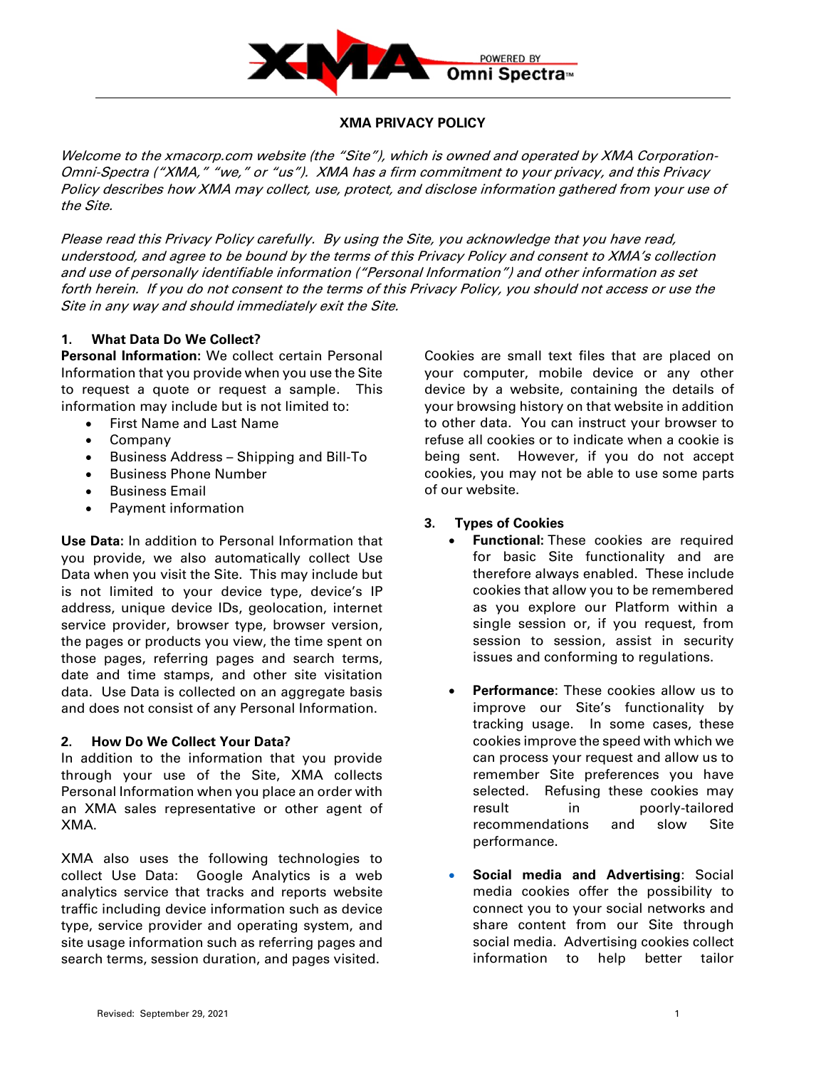# XMA PRIVACY POLICY

*Welcome to the xmacorp.com website (the "Site"), which is owned and operated by XMA Corporation-Omni-Spectra ("XMA," "we," or "us"). XMA has a firm commitment to your privacy, and this Privacy Policy describes how XMA may collect, use, protect, and disclose information gathered from your use of the Site.*

*Please read this Privacy Policy carefully. By using the Site, you acknowledge that you have read, understood, and agree to be bound by the terms of this Privacy Policy and consent to XMA's collection and use of personally identifiable information ("Personal Information") and other information as set forth herein. If you do not consent to the terms of this Privacy Policy, you should not access or use the Site in any way and should immediately exit the Site.*

## 1. What Data Do We Collect?

**Personal Information:** We collect certain Personal Information that you provide when you use the Site to request a quote or request a sample. This information may include but is not limited to:

- First Name and Last Name
- Company
- Business Address – Shipping and Bill-To
- Business Phone Number
- Business Email
- Payment information

**Use Data:** In addition to Personal Information that you provide, we also automatically collect Use Data when you visit the Site. This may include but is not limited to your device type, device's IP address, unique device IDs, geolocation, internet service provider, browser type, browser version, the pages or products you view, the time spent on those pages, referring pages and search terms, date and time stamps, and other site visitation data. Use Data is collected on an aggregate basis and does not consist of any Personal Information.

## 2. How Do We Collect Your Data?

In addition to the information that you provide through your use of the Site, XMA collects Personal Information when you place an order with an XMA sales representative or other agent of XMA.

XMA also uses the following technologies to collect Use Data: Google Analytics is a web analytics service that tracks and reports website traffic including device information such as device type, service provider and operating system, and site usage information such as referring pages and search terms, session duration, and pages visited.

Cookies are small text files that are placed on your computer, mobile device or any other device by a website, containing the details of your browsing history on that website in addition to other data. You can instruct your browser to refuse all cookies or to indicate when a cookie is being sent. However, if you do not accept cookies, you may not be able to use some parts of our website.

## 3. Types of Cookies

- **Functional:** These cookies are required for basic Site functionality and are therefore always enabled. These include cookies that allow you to be remembered as you explore our Platform within a single session or, if you request, from session to session, assist in security issues and conforming to regulations.

- **Performance**: These cookies allow us to improve our Site's functionality by tracking usage. In some cases, these cookies improve the speed with which we can process your request and allow us to remember Site preferences you have selected. Refusing these cookies may result in poorly-tailored recommendations and slow Site performance.

- **Social media and Advertising**: Social media cookies offer the possibility to connect you to your social networks and share content from our Site through social media. Advertising cookies collect information to help better tailor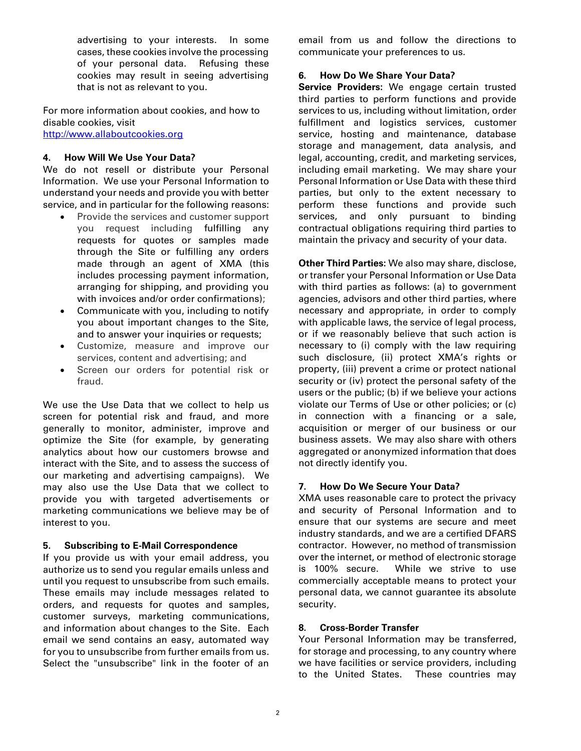advertising to your interests. In some cases, these cookies involve the processing of your personal data. Refusing these cookies may result in seeing advertising that is not as relevant to you.

For more information about cookies, and how to disable cookies, visit [http://www.allaboutcookies.org](http://www.allaboutcookies.org)

### 4. How Will We Use Your Data?

We do not resell or distribute your Personal Information. We use your Personal Information to understand your needs and provide you with better service, and in particular for the following reasons:

- Provide the services and customer support you request including fulfilling any requests for quotes or samples made through the Site or fulfilling any orders made through an agent of XMA (this includes processing payment information, arranging for shipping, and providing you with invoices and/or order confirmations);
- Communicate with you, including to notify you about important changes to the Site, and to answer your inquiries or requests;
- Customize, measure and improve our services, content and advertising; and
- Screen our orders for potential risk or fraud.

We use the Use Data that we collect to help us screen for potential risk and fraud, and more generally to monitor, administer, improve and optimize the Site (for example, by generating analytics about how our customers browse and interact with the Site, and to assess the success of our marketing and advertising campaigns). We may also use the Use Data that we collect to provide you with targeted advertisements or marketing communications we believe may be of interest to you.

### 5. Subscribing to E-Mail Correspondence

If you provide us with your email address, you authorize us to send you regular emails unless and until you request to unsubscribe from such emails. These emails may include messages related to orders, and requests for quotes and samples, customer surveys, marketing communications, and information about changes to the Site. Each email we send contains an easy, automated way for you to unsubscribe from further emails from us. Select the "unsubscribe" link in the footer of an email from us and follow the directions to communicate your preferences to us.

### 6. How Do We Share Your Data?

**Service Providers:** We engage certain trusted third parties to perform functions and provide services to us, including without limitation, order fulfillment and logistics services, customer service, hosting and maintenance, database storage and management, data analysis, and legal, accounting, credit, and marketing services, including email marketing. We may share your Personal Information or Use Data with these third parties, but only to the extent necessary to perform these functions and provide such services, and only pursuant to binding contractual obligations requiring third parties to maintain the privacy and security of your data.

**Other Third Parties:** We also may share, disclose, or transfer your Personal Information or Use Data with third parties as follows: (a) to government agencies, advisors and other third parties, where necessary and appropriate, in order to comply with applicable laws, the service of legal process, or if we reasonably believe that such action is necessary to (i) comply with the law requiring such disclosure, (ii) protect XMA's rights or property, (iii) prevent a crime or protect national security or (iv) protect the personal safety of the users or the public; (b) if we believe your actions violate our Terms of Use or other policies; or (c) in connection with a financing or a sale, acquisition or merger of our business or our business assets. We may also share with others aggregated or anonymized information that does not directly identify you.

### 7. How Do We Secure Your Data?

XMA uses reasonable care to protect the privacy and security of Personal Information and to ensure that our systems are secure and meet industry standards, and we are a certified DFARS contractor. However, no method of transmission over the internet, or method of electronic storage is 100% secure. While we strive to use commercially acceptable means to protect your personal data, we cannot guarantee its absolute security.

### 8. Cross-Border Transfer

Your Personal Information may be transferred, for storage and processing, to any country where we have facilities or service providers, including to the United States. These countries may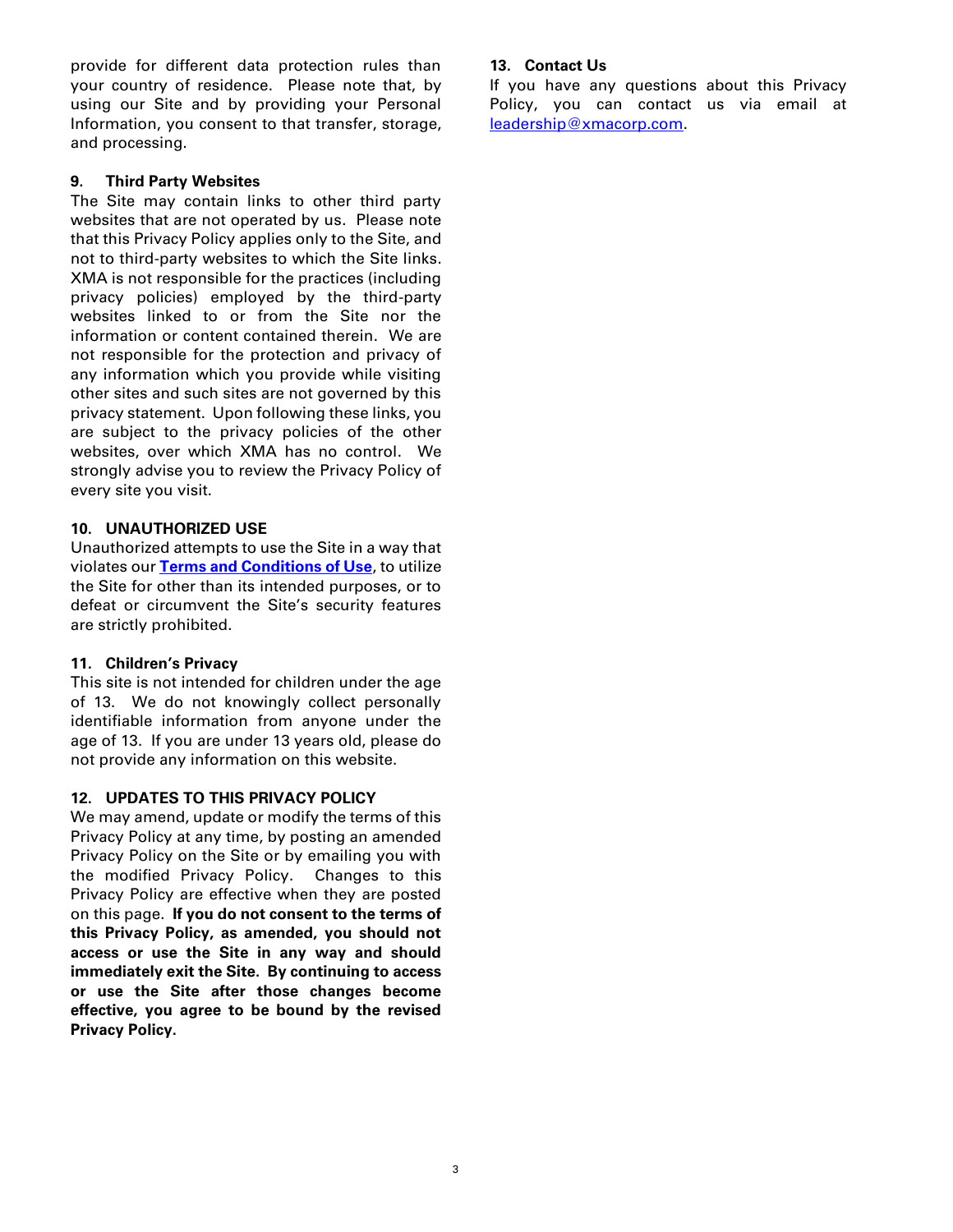provide for different data protection rules than your country of residence. Please note that, by using our Site and by providing your Personal Information, you consent to that transfer, storage, and processing.

### 9. Third Party Websites

The Site may contain links to other third party websites that are not operated by us. Please note that this Privacy Policy applies only to the Site, and not to third-party websites to which the Site links. XMA is not responsible for the practices (including privacy policies) employed by the third-party websites linked to or from the Site nor the information or content contained therein. We are not responsible for the protection and privacy of any information which you provide while visiting other sites and such sites are not governed by this privacy statement. Upon following these links, you are subject to the privacy policies of the other websites, over which XMA has no control. We strongly advise you to review the Privacy Policy of every site you visit.

### 10. UNAUTHORIZED USE

Unauthorized attempts to use the Site in a way that violates our **Terms and Conditions of Use**, to utilize the Site for other than its intended purposes, or to defeat or circumvent the Site's security features are strictly prohibited.

### 11. Children's Privacy

This site is not intended for children under the age of 13. We do not knowingly collect personally identifiable information from anyone under the age of 13. If you are under 13 years old, please do not provide any information on this website.

### 12. UPDATES TO THIS PRIVACY POLICY

We may amend, update or modify the terms of this Privacy Policy at any time, by posting an amended Privacy Policy on the Site or by emailing you with the modified Privacy Policy. Changes to this Privacy Policy are effective when they are posted on this page. **If you do not consent to the terms of this Privacy Policy, as amended, you should not access or use the Site in any way and should immediately exit the Site. By continuing to access or use the Site after those changes become effective, you agree to be bound by the revised Privacy Policy.**

### 13. Contact Us

If you have any questions about this Privacy Policy, you can contact us via email at leadership@xmacorp.com.